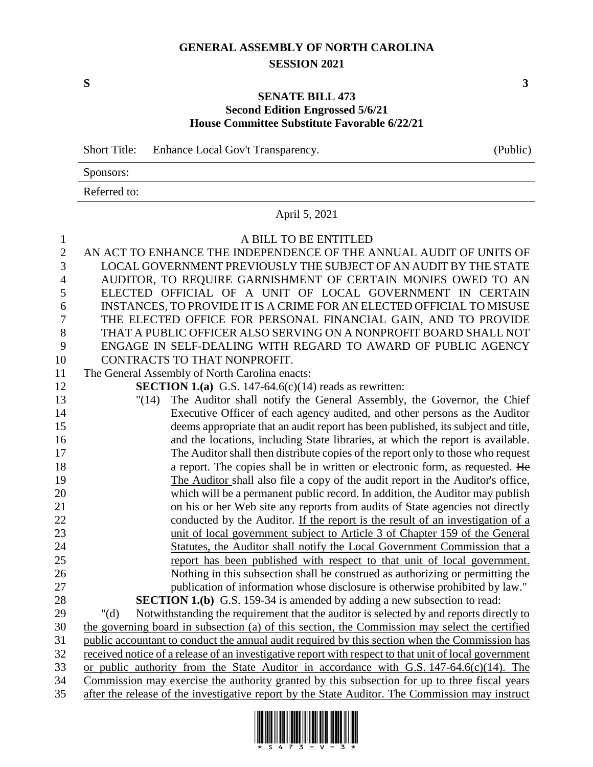# GENERAL ASSEMBLY OF NORTH CAROLINA
## SESSION 2021

**S** **3**

### SENATE BILL 473
**Second Edition Engrossed 5/6/21**
**House Committee Substitute Favorable 6/22/21**

Short Title: Enhance Local Gov't Transparency. (Public)

Sponsors:

Referred to:

April 5, 2021

A BILL TO BE ENTITLED

AN ACT TO ENHANCE THE INDEPENDENCE OF THE ANNUAL AUDIT OF UNITS OF LOCAL GOVERNMENT PREVIOUSLY THE SUBJECT OF AN AUDIT BY THE STATE AUDITOR, TO REQUIRE GARNISHMENT OF CERTAIN MONIES OWED TO AN ELECTED OFFICIAL OF A UNIT OF LOCAL GOVERNMENT IN CERTAIN INSTANCES, TO PROVIDE IT IS A CRIME FOR AN ELECTED OFFICIAL TO MISUSE THE ELECTED OFFICE FOR PERSONAL FINANCIAL GAIN, AND TO PROVIDE THAT A PUBLIC OFFICER ALSO SERVING ON A NONPROFIT BOARD SHALL NOT ENGAGE IN SELF-DEALING WITH REGARD TO AWARD OF PUBLIC AGENCY CONTRACTS TO THAT NONPROFIT.

The General Assembly of North Carolina enacts:

**SECTION 1.(a)** G.S. 147-64.6(c)(14) reads as rewritten:

"(14) The Auditor shall notify the General Assembly, the Governor, the Chief Executive Officer of each agency audited, and other persons as the Auditor deems appropriate that an audit report has been published, its subject and title, and the locations, including State libraries, at which the report is available. The Auditor shall then distribute copies of the report only to those who request a report. The copies shall be in written or electronic form, as requested. ~~He~~ <u>The Auditor</u> shall also file a copy of the audit report in the Auditor's office, which will be a permanent public record. In addition, the Auditor may publish on his or her Web site any reports from audits of State agencies not directly conducted by the Auditor. <u>If the report is the result of an investigation of a unit of local government subject to Article 3 of Chapter 159 of the General Statutes, the Auditor shall notify the Local Government Commission that a report has been published with respect to that unit of local government.</u> Nothing in this subsection shall be construed as authorizing or permitting the publication of information whose disclosure is otherwise prohibited by law."

**SECTION 1.(b)** G.S. 159-34 is amended by adding a new subsection to read:

"<u>(d)</u> <u>Notwithstanding the requirement that the auditor is selected by and reports directly to the governing board in subsection (a) of this section, the Commission may select the certified public accountant to conduct the annual audit required by this section when the Commission has received notice of a release of an investigative report with respect to that unit of local government or public authority from the State Auditor in accordance with G.S. 147-64.6(c)(14). The Commission may exercise the authority granted by this subsection for up to three fiscal years after the release of the investigative report by the State Auditor. The Commission may instruct</u>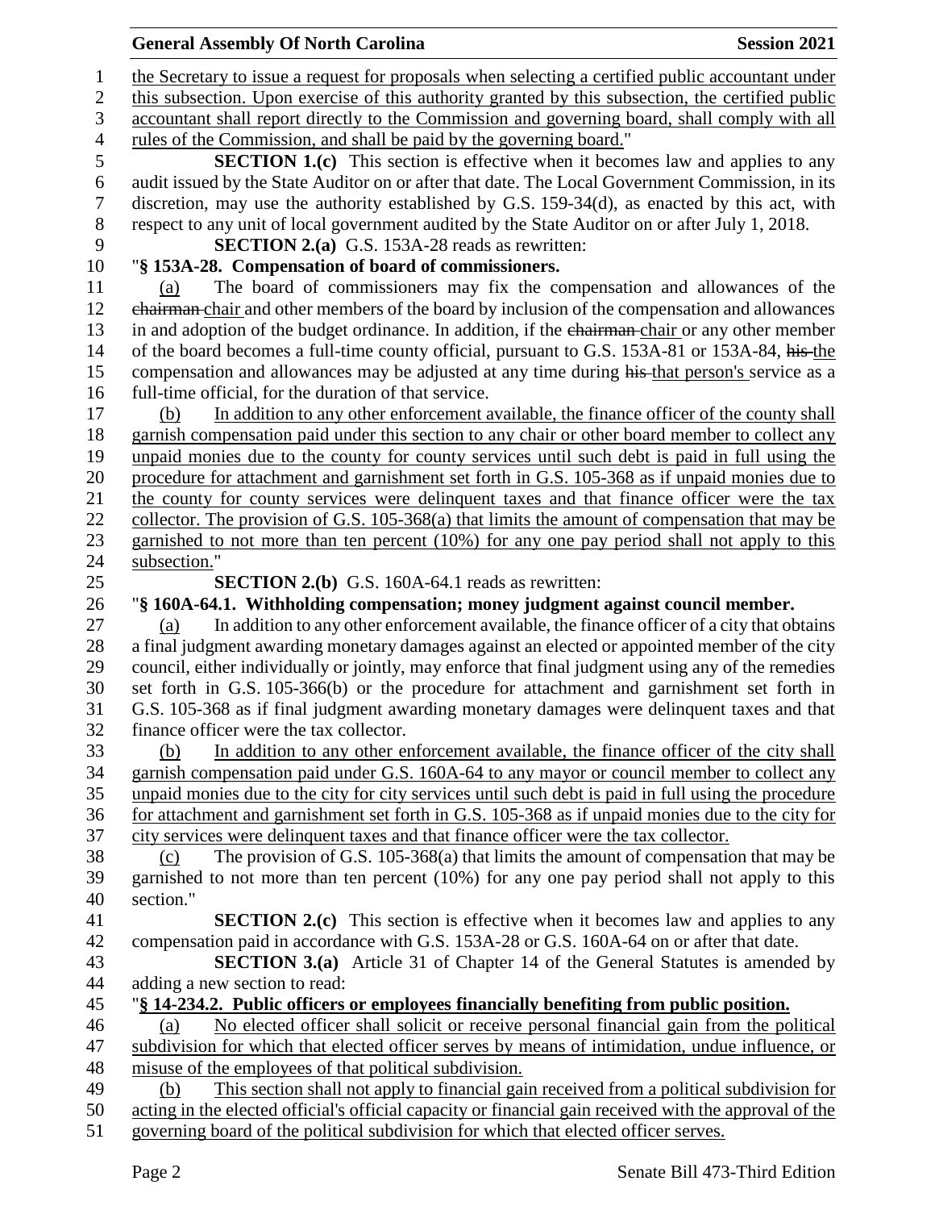the Secretary to issue a request for proposals when selecting a certified public accountant under this subsection. Upon exercise of this authority granted by this subsection, the certified public accountant shall report directly to the Commission and governing board, shall comply with all rules of the Commission, and shall be paid by the governing board."

**SECTION 1.(c)** This section is effective when it becomes law and applies to any audit issued by the State Auditor on or after that date. The Local Government Commission, in its discretion, may use the authority established by G.S. 159-34(d), as enacted by this act, with respect to any unit of local government audited by the State Auditor on or after July 1, 2018.

**SECTION 2.(a)** G.S. 153A-28 reads as rewritten:

"**§ 153A-28. Compensation of board of commissioners.**

(a) The board of commissioners may fix the compensation and allowances of the ~~chairman~~ chair and other members of the board by inclusion of the compensation and allowances in and adoption of the budget ordinance. In addition, if the ~~chairman~~ chair or any other member of the board becomes a full-time county official, pursuant to G.S. 153A-81 or 153A-84, ~~his~~ the compensation and allowances may be adjusted at any time during ~~his~~ that person's service as a full-time official, for the duration of that service.

(b) In addition to any other enforcement available, the finance officer of the county shall garnish compensation paid under this section to any chair or other board member to collect any unpaid monies due to the county for county services until such debt is paid in full using the procedure for attachment and garnishment set forth in G.S. 105-368 as if unpaid monies due to the county for county services were delinquent taxes and that finance officer were the tax collector. The provision of G.S. 105-368(a) that limits the amount of compensation that may be garnished to not more than ten percent (10%) for any one pay period shall not apply to this subsection."

**SECTION 2.(b)** G.S. 160A-64.1 reads as rewritten:

"**§ 160A-64.1. Withholding compensation; money judgment against council member.**

(a) In addition to any other enforcement available, the finance officer of a city that obtains a final judgment awarding monetary damages against an elected or appointed member of the city council, either individually or jointly, may enforce that final judgment using any of the remedies set forth in G.S. 105-366(b) or the procedure for attachment and garnishment set forth in G.S. 105-368 as if final judgment awarding monetary damages were delinquent taxes and that finance officer were the tax collector.

(b) In addition to any other enforcement available, the finance officer of the city shall garnish compensation paid under G.S. 160A-64 to any mayor or council member to collect any unpaid monies due to the city for city services until such debt is paid in full using the procedure for attachment and garnishment set forth in G.S. 105-368 as if unpaid monies due to the city for city services were delinquent taxes and that finance officer were the tax collector.

(c) The provision of G.S. 105-368(a) that limits the amount of compensation that may be garnished to not more than ten percent (10%) for any one pay period shall not apply to this section."

**SECTION 2.(c)** This section is effective when it becomes law and applies to any compensation paid in accordance with G.S. 153A-28 or G.S. 160A-64 on or after that date.

**SECTION 3.(a)** Article 31 of Chapter 14 of the General Statutes is amended by adding a new section to read:

"**§ 14-234.2. Public officers or employees financially benefiting from public position.**

(a) No elected officer shall solicit or receive personal financial gain from the political subdivision for which that elected officer serves by means of intimidation, undue influence, or misuse of the employees of that political subdivision.

(b) This section shall not apply to financial gain received from a political subdivision for acting in the elected official's official capacity or financial gain received with the approval of the governing board of the political subdivision for which that elected officer serves.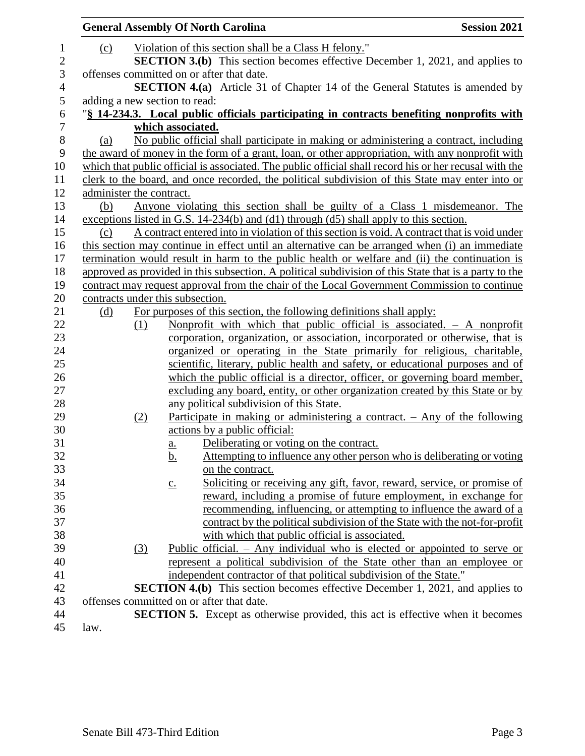(c) Violation of this section shall be a Class H felony."

**SECTION 3.(b)** This section becomes effective December 1, 2021, and applies to offenses committed on or after that date.

**SECTION 4.(a)** Article 31 of Chapter 14 of the General Statutes is amended by adding a new section to read:

"**§ 14-234.3. Local public officials participating in contracts benefiting nonprofits with which associated.**

(a) No public official shall participate in making or administering a contract, including the award of money in the form of a grant, loan, or other appropriation, with any nonprofit with which that public official is associated. The public official shall record his or her recusal with the clerk to the board, and once recorded, the political subdivision of this State may enter into or administer the contract.

(b) Anyone violating this section shall be guilty of a Class 1 misdemeanor. The exceptions listed in G.S. 14-234(b) and (d1) through (d5) shall apply to this section.

(c) A contract entered into in violation of this section is void. A contract that is void under this section may continue in effect until an alternative can be arranged when (i) an immediate termination would result in harm to the public health or welfare and (ii) the continuation is approved as provided in this subsection. A political subdivision of this State that is a party to the contract may request approval from the chair of the Local Government Commission to continue contracts under this subsection.

(d) For purposes of this section, the following definitions shall apply:

(1) Nonprofit with which that public official is associated. – A nonprofit corporation, organization, or association, incorporated or otherwise, that is organized or operating in the State primarily for religious, charitable, scientific, literary, public health and safety, or educational purposes and of which the public official is a director, officer, or governing board member, excluding any board, entity, or other organization created by this State or by any political subdivision of this State.

(2) Participate in making or administering a contract. – Any of the following actions by a public official:

a. Deliberating or voting on the contract.

b. Attempting to influence any other person who is deliberating or voting on the contract.

c. Soliciting or receiving any gift, favor, reward, service, or promise of reward, including a promise of future employment, in exchange for recommending, influencing, or attempting to influence the award of a contract by the political subdivision of the State with the not-for-profit with which that public official is associated.

(3) Public official. – Any individual who is elected or appointed to serve or represent a political subdivision of the State other than an employee or independent contractor of that political subdivision of the State."

**SECTION 4.(b)** This section becomes effective December 1, 2021, and applies to offenses committed on or after that date.

**SECTION 5.** Except as otherwise provided, this act is effective when it becomes law.